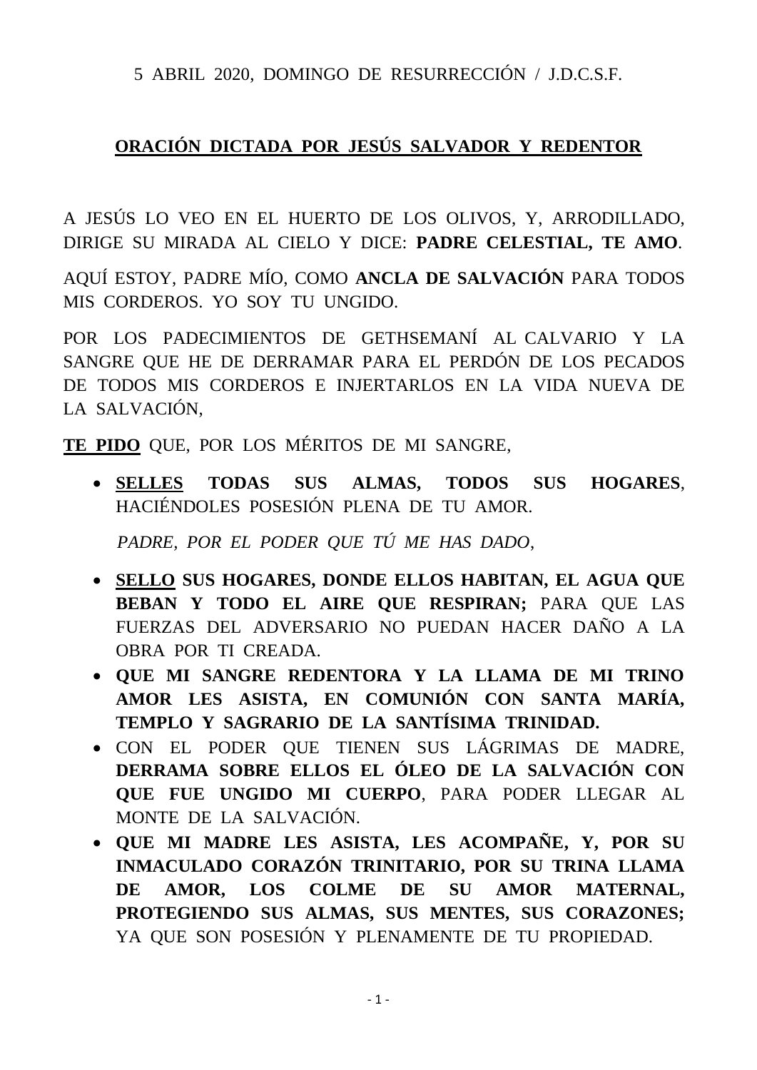5 ABRIL 2020, DOMINGO DE RESURRECCIÓN / J.D.C.S.F.

## <u>**ORACIÓN DICTADA POR JESÚS SALVADOR Y REDENTOR**</u>

A JESÚS LO VEO EN EL HUERTO DE LOS OLIVOS, Y, ARRODILLADO, DIRIGE SU MIRADA AL CIELO Y DICE: **PADRE CELESTIAL, TE AMO**.

AQUÍ ESTOY, PADRE MÍO, COMO **ANCLA DE SALVACIÓN** PARA TODOS MIS CORDEROS. YO SOY TU UNGIDO.

POR LOS PADECIMIENTOS DE GETHSEMANÍ AL CALVARIO Y LA SANGRE QUE HE DE DERRAMAR PARA EL PERDÓN DE LOS PECADOS DE TODOS MIS CORDEROS E INJERTARLOS EN LA VIDA NUEVA DE LA SALVACIÓN,

<u>**TE PIDO**</u> QUE, POR LOS MÉRITOS DE MI SANGRE,

- <u>**SELLES**</u> **TODAS SUS ALMAS, TODOS SUS HOGARES**, HACIÉNDOLES POSESIÓN PLENA DE TU AMOR.

  *PADRE, POR EL PODER QUE TÚ ME HAS DADO*,

- <u>**SELLO**</u> **SUS HOGARES, DONDE ELLOS HABITAN, EL AGUA QUE BEBAN Y TODO EL AIRE QUE RESPIRAN;** PARA QUE LAS FUERZAS DEL ADVERSARIO NO PUEDAN HACER DAÑO A LA OBRA POR TI CREADA.
- **QUE MI SANGRE REDENTORA Y LA LLAMA DE MI TRINO AMOR LES ASISTA, EN COMUNIÓN CON SANTA MARÍA, TEMPLO Y SAGRARIO DE LA SANTÍSIMA TRINIDAD.**
- CON EL PODER QUE TIENEN SUS LÁGRIMAS DE MADRE, **DERRAMA SOBRE ELLOS EL ÓLEO DE LA SALVACIÓN CON QUE FUE UNGIDO MI CUERPO**, PARA PODER LLEGAR AL MONTE DE LA SALVACIÓN.
- **QUE MI MADRE LES ASISTA, LES ACOMPAÑE, Y, POR SU INMACULADO CORAZÓN TRINITARIO, POR SU TRINA LLAMA DE AMOR, LOS COLME DE SU AMOR MATERNAL, PROTEGIENDO SUS ALMAS, SUS MENTES, SUS CORAZONES;** YA QUE SON POSESIÓN Y PLENAMENTE DE TU PROPIEDAD.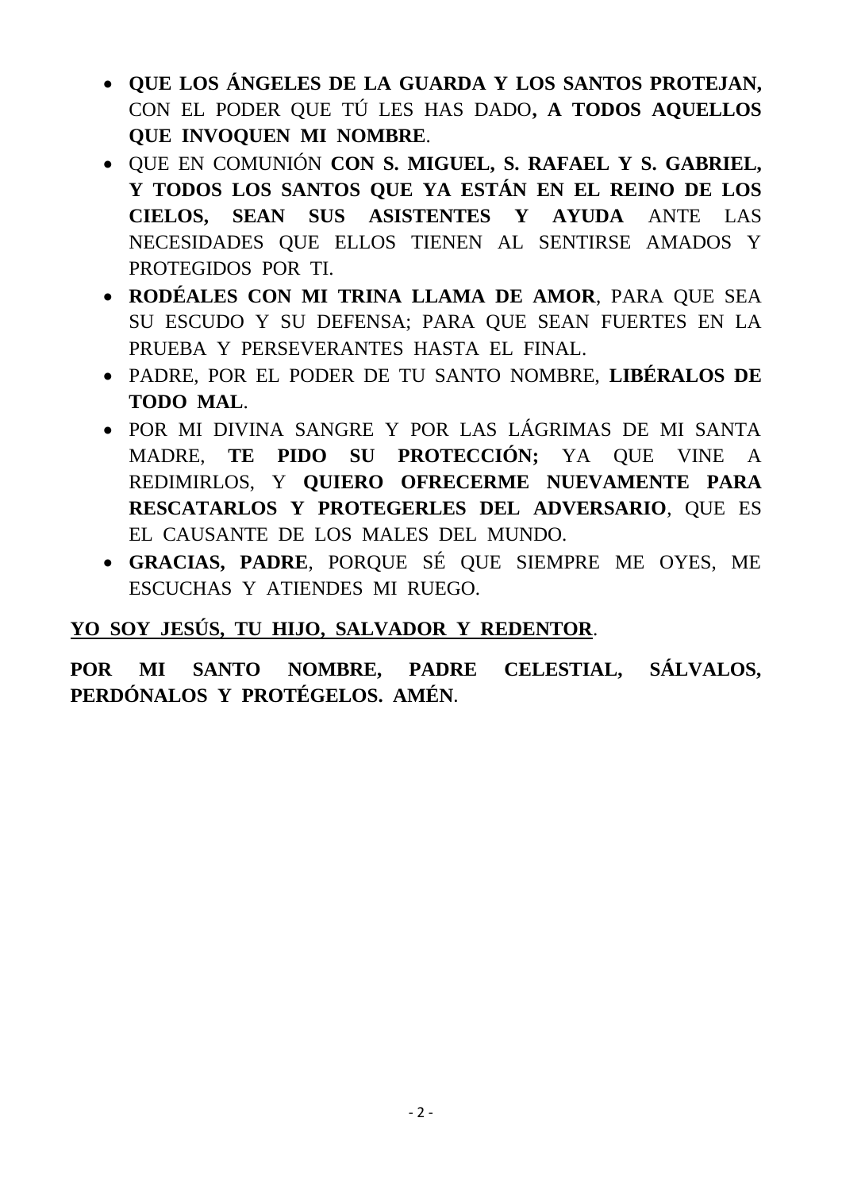- **QUE LOS ÁNGELES DE LA GUARDA Y LOS SANTOS PROTEJAN,** CON EL PODER QUE TÚ LES HAS DADO**, A TODOS AQUELLOS QUE INVOQUEN MI NOMBRE**.
- QUE EN COMUNIÓN **CON S. MIGUEL, S. RAFAEL Y S. GABRIEL, Y TODOS LOS SANTOS QUE YA ESTÁN EN EL REINO DE LOS CIELOS, SEAN SUS ASISTENTES Y AYUDA** ANTE LAS NECESIDADES QUE ELLOS TIENEN AL SENTIRSE AMADOS Y PROTEGIDOS POR TI.
- **RODÉALES CON MI TRINA LLAMA DE AMOR**, PARA QUE SEA SU ESCUDO Y SU DEFENSA; PARA QUE SEAN FUERTES EN LA PRUEBA Y PERSEVERANTES HASTA EL FINAL.
- PADRE, POR EL PODER DE TU SANTO NOMBRE, **LIBÉRALOS DE TODO MAL**.
- POR MI DIVINA SANGRE Y POR LAS LÁGRIMAS DE MI SANTA MADRE, **TE PIDO SU PROTECCIÓN;** YA QUE VINE A REDIMIRLOS, Y **QUIERO OFRECERME NUEVAMENTE PARA RESCATARLOS Y PROTEGERLES DEL ADVERSARIO**, QUE ES EL CAUSANTE DE LOS MALES DEL MUNDO.
- **GRACIAS, PADRE**, PORQUE SÉ QUE SIEMPRE ME OYES, ME ESCUCHAS Y ATIENDES MI RUEGO.

<u>**YO SOY JESÚS, TU HIJO, SALVADOR Y REDENTOR**</u>.

**POR MI SANTO NOMBRE, PADRE CELESTIAL, SÁLVALOS, PERDÓNALOS Y PROTÉGELOS. AMÉN**.